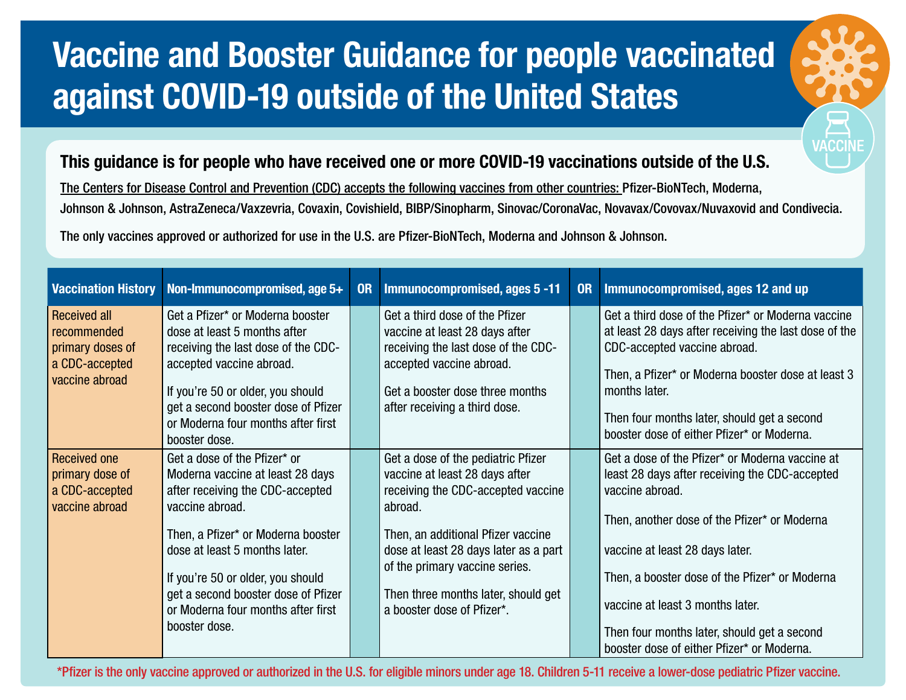# Vaccine and Booster Guidance for people vaccinated against COVID-19 outside of the United States

**This guidance is for people who have received one or more COVID-19 vaccinations outside of the U.S.**

**The Centers for Disease Control and Prevention (CDC) accepts the following vaccines from other countries:** Pfizer-BioNTech, Moderna, Johnson & Johnson, AstraZeneca/Vaxzevria, Covaxin, Covishield, BIBP/Sinopharm, Sinovac/CoronaVac, Novavax/Covovax/Nuvaxovid and Condivecia.

The only vaccines approved or authorized for use in the U.S. are Pfizer-BioNTech, Moderna and Johnson & Johnson.

| Vaccination History | Non-Immunocompromised, age 5+ | OR | Immunocompromised, ages 5 -11 | OR | Immunocompromised, ages 12 and up |
|---|---|---|---|---|---|
| Received all recommended primary doses of a CDC-accepted vaccine abroad | Get a Pfizer* or Moderna booster dose at least 5 months after receiving the last dose of the CDC-accepted vaccine abroad. If you're 50 or older, you should get a second booster dose of Pfizer or Moderna four months after first booster dose. | | Get a third dose of the Pfizer vaccine at least 28 days after receiving the last dose of the CDC-accepted vaccine abroad. Get a booster dose three months after receiving a third dose. | | Get a third dose of the Pfizer* or Moderna vaccine at least 28 days after receiving the last dose of the CDC-accepted vaccine abroad. Then, a Pfizer* or Moderna booster dose at least 3 months later. Then four months later, should get a second booster dose of either Pfizer* or Moderna. |
| Received one primary dose of a CDC-accepted vaccine abroad | Get a dose of the Pfizer* or Moderna vaccine at least 28 days after receiving the CDC-accepted vaccine abroad. Then, a Pfizer* or Moderna booster dose at least 5 months later. If you're 50 or older, you should get a second booster dose of Pfizer or Moderna four months after first booster dose. | | Get a dose of the pediatric Pfizer vaccine at least 28 days after receiving the CDC-accepted vaccine abroad. Then, an additional Pfizer vaccine dose at least 28 days later as a part of the primary vaccine series. Then three months later, should get a booster dose of Pfizer*. | | Get a dose of the Pfizer* or Moderna vaccine at least 28 days after receiving the CDC-accepted vaccine abroad. Then, another dose of the Pfizer* or Moderna vaccine at least 28 days later. Then, a booster dose of the Pfizer* or Moderna vaccine at least 3 months later. Then four months later, should get a second booster dose of either Pfizer* or Moderna. |

*Pfizer is the only vaccine approved or authorized in the U.S. for eligible minors under age 18. Children 5-11 receive a lower-dose pediatric Pfizer vaccine.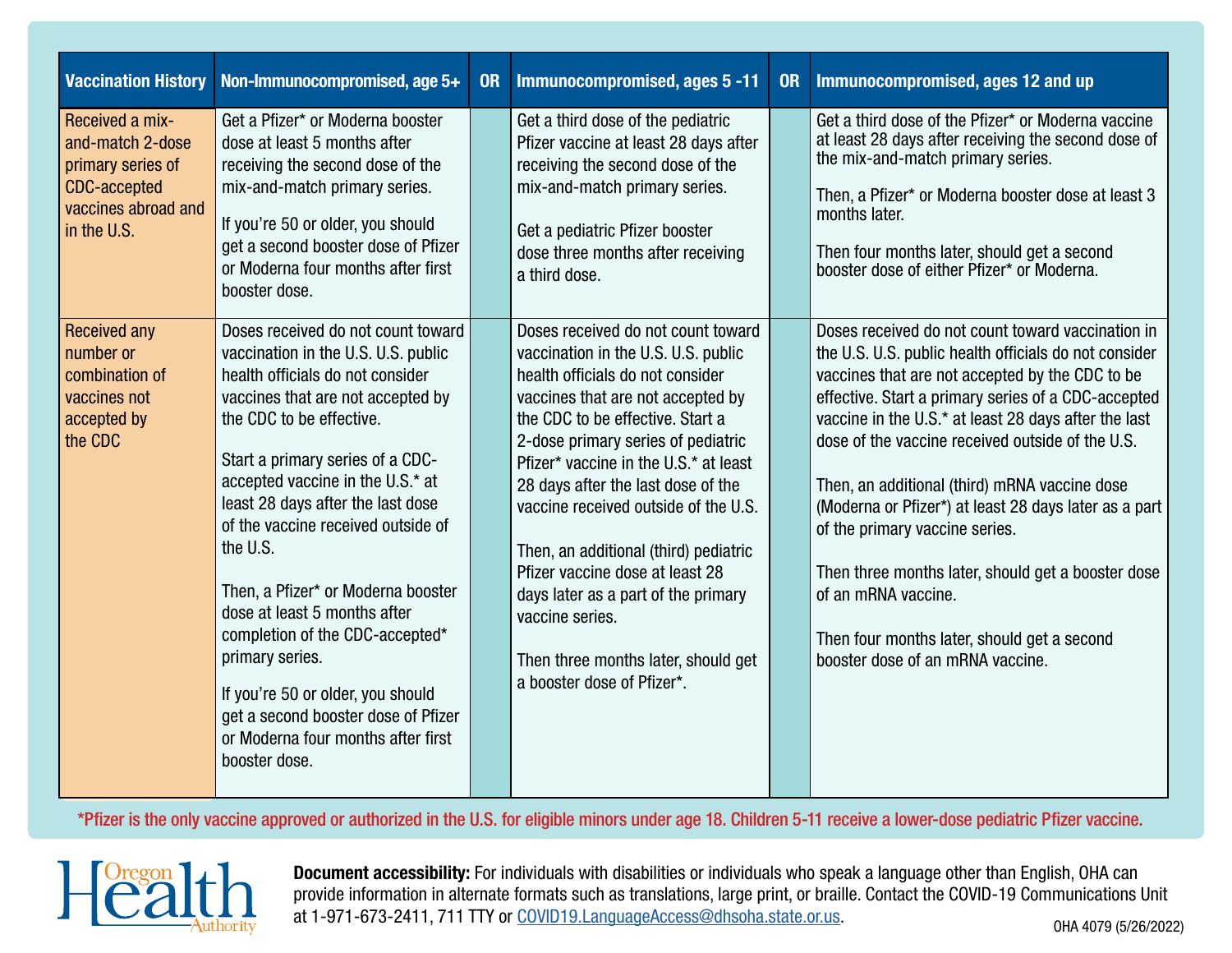| Vaccination History | Non-Immunocompromised, age 5+ | OR | Immunocompromised, ages 5 -11 | OR | Immunocompromised, ages 12 and up |
|---|---|---|---|---|---|
| Received a mix-and-match 2-dose primary series of CDC-accepted vaccines abroad and in the U.S. | Get a Pfizer* or Moderna booster dose at least 5 months after receiving the second dose of the mix-and-match primary series.<br><br>If you're 50 or older, you should get a second booster dose of Pfizer or Moderna four months after first booster dose. | | Get a third dose of the pediatric Pfizer vaccine at least 28 days after receiving the second dose of the mix-and-match primary series.<br><br>Get a pediatric Pfizer booster dose three months after receiving a third dose. | | Get a third dose of the Pfizer* or Moderna vaccine at least 28 days after receiving the second dose of the mix-and-match primary series.<br><br>Then, a Pfizer* or Moderna booster dose at least 3 months later.<br><br>Then four months later, should get a second booster dose of either Pfizer* or Moderna. |
| Received any number or combination of vaccines not accepted by the CDC | Doses received do not count toward vaccination in the U.S. U.S. public health officials do not consider vaccines that are not accepted by the CDC to be effective.<br><br>Start a primary series of a CDC-accepted vaccine in the U.S.* at least 28 days after the last dose of the vaccine received outside of the U.S.<br><br>Then, a Pfizer* or Moderna booster dose at least 5 months after completion of the CDC-accepted* primary series.<br><br>If you're 50 or older, you should get a second booster dose of Pfizer or Moderna four months after first booster dose. | | Doses received do not count toward vaccination in the U.S. U.S. public health officials do not consider vaccines that are not accepted by the CDC to be effective. Start a 2-dose primary series of pediatric Pfizer* vaccine in the U.S.* at least 28 days after the last dose of the vaccine received outside of the U.S.<br><br>Then, an additional (third) pediatric Pfizer vaccine dose at least 28 days later as a part of the primary vaccine series.<br><br>Then three months later, should get a booster dose of Pfizer*. | | Doses received do not count toward vaccination in the U.S. U.S. public health officials do not consider vaccines that are not accepted by the CDC to be effective. Start a primary series of a CDC-accepted vaccine in the U.S.* at least 28 days after the last dose of the vaccine received outside of the U.S.<br><br>Then, an additional (third) mRNA vaccine dose (Moderna or Pfizer*) at least 28 days later as a part of the primary vaccine series.<br><br>Then three months later, should get a booster dose of an mRNA vaccine.<br><br>Then four months later, should get a second booster dose of an mRNA vaccine. |

*Pfizer is the only vaccine approved or authorized in the U.S. for eligible minors under age 18. Children 5-11 receive a lower-dose pediatric Pfizer vaccine.

Oregon Health Authority

**Document accessibility:** For individuals with disabilities or individuals who speak a language other than English, OHA can provide information in alternate formats such as translations, large print, or braille. Contact the COVID-19 Communications Unit at 1-971-673-2411, 711 TTY or [COVID19.LanguageAccess@dhsoha.state.or.us](mailto:COVID19.LanguageAccess@dhsoha.state.or.us).

OHA 4079 (5/26/2022)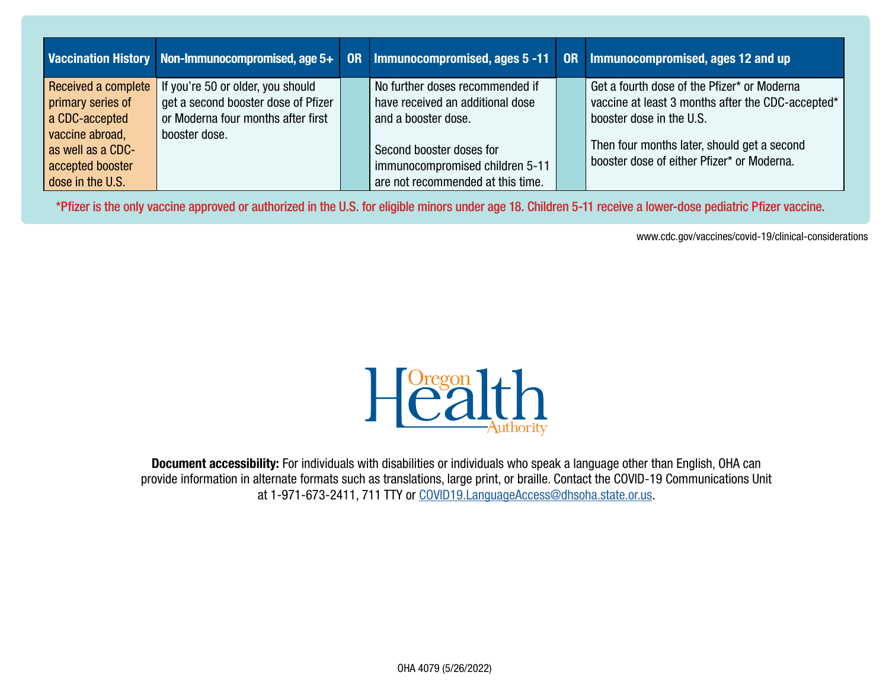| Vaccination History | Non-Immunocompromised, age 5+ | OR | Immunocompromised, ages 5 -11 | OR | Immunocompromised, ages 12 and up |
|---|---|---|---|---|---|
| Received a complete primary series of a CDC-accepted vaccine abroad, as well as a CDC-accepted booster dose in the U.S. | If you're 50 or older, you should get a second booster dose of Pfizer or Moderna four months after first booster dose. | | No further doses recommended if have received an additional dose and a booster dose.<br><br>Second booster doses for immunocompromised children 5-11 are not recommended at this time. | | Get a fourth dose of the Pfizer* or Moderna vaccine at least 3 months after the CDC-accepted* booster dose in the U.S.<br><br>Then four months later, should get a second booster dose of either Pfizer* or Moderna. |

*Pfizer is the only vaccine approved or authorized in the U.S. for eligible minors under age 18. Children 5-11 receive a lower-dose pediatric Pfizer vaccine.

www.cdc.gov/vaccines/covid-19/clinical-considerations

Oregon Health Authority

**Document accessibility:** For individuals with disabilities or individuals who speak a language other than English, OHA can provide information in alternate formats such as translations, large print, or braille. Contact the COVID-19 Communications Unit at 1-971-673-2411, 711 TTY or COVID19.LanguageAccess@dhsoha.state.or.us.

OHA 4079 (5/26/2022)